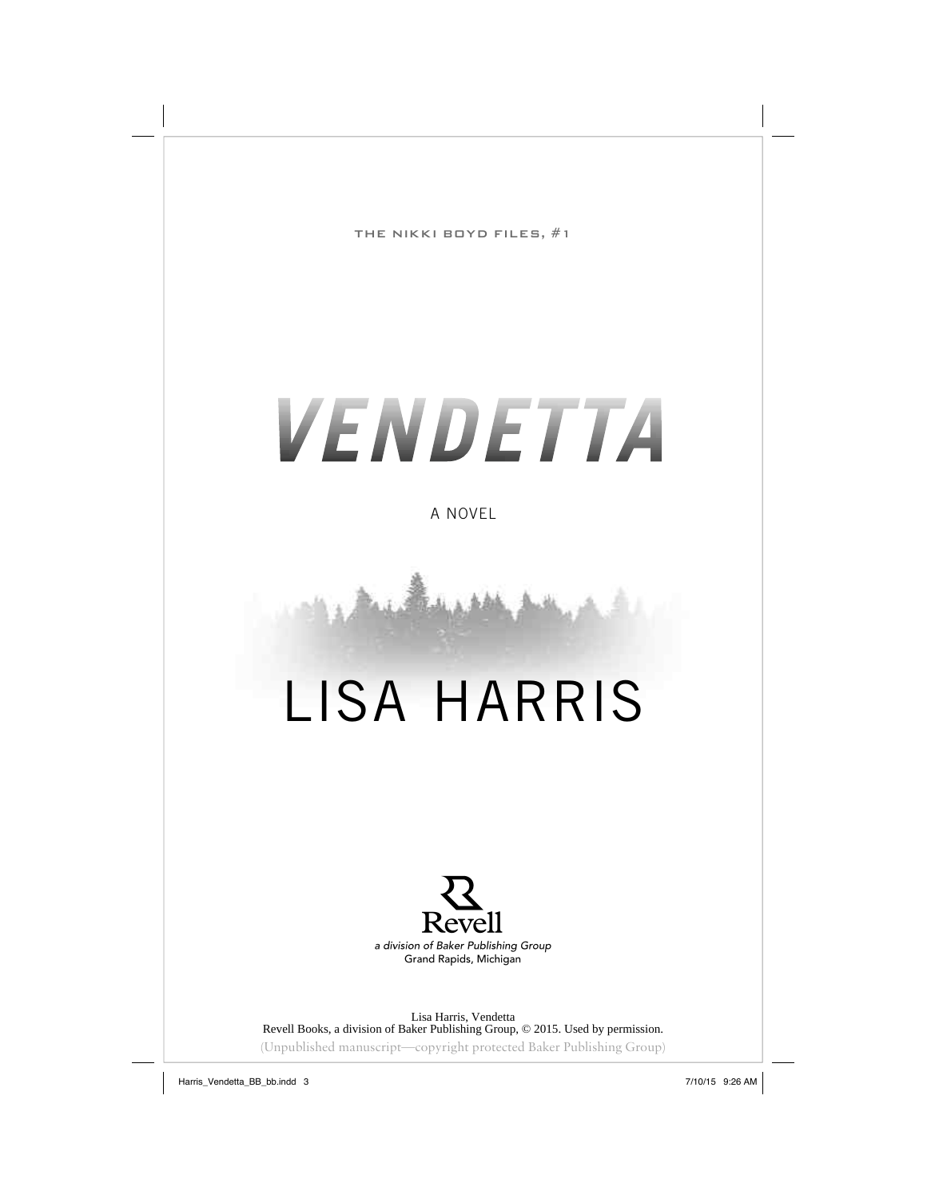THE NIKKI BOYD FILES, #1

# VENDETTA

A NOVEL

LISA HARRIS

Revell

*a division of Baker Publishing Group*
Grand Rapids, Michigan

Lisa Harris, Vendetta
Revell Books, a division of Baker Publishing Group, © 2015. Used by permission.
(Unpublished manuscript—copyright protected Baker Publishing Group)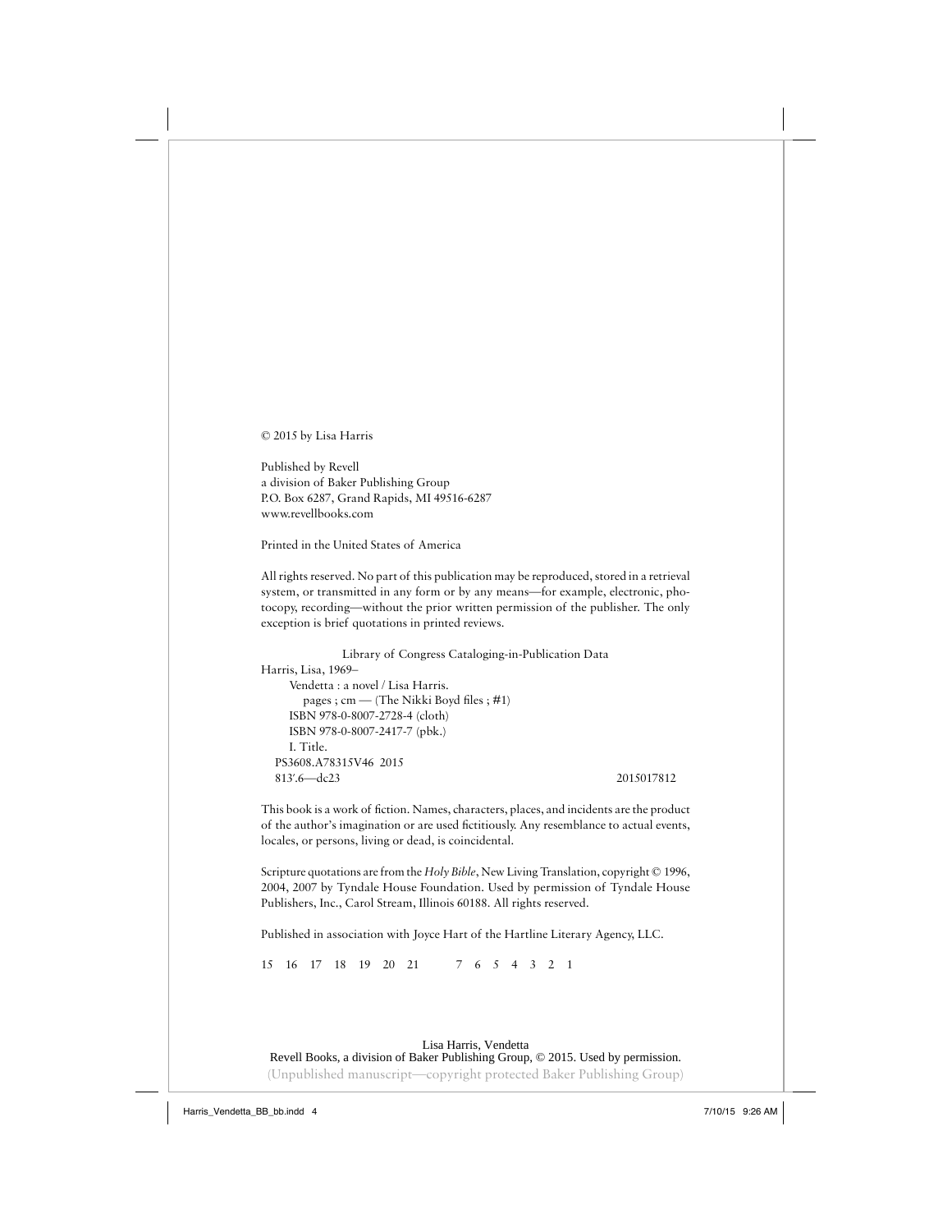© 2015 by Lisa Harris

Published by Revell
a division of Baker Publishing Group
P.O. Box 6287, Grand Rapids, MI 49516-6287
www.revellbooks.com

Printed in the United States of America

All rights reserved. No part of this publication may be reproduced, stored in a retrieval system, or transmitted in any form or by any means—for example, electronic, photocopy, recording—without the prior written permission of the publisher. The only exception is brief quotations in printed reviews.

Library of Congress Cataloging-in-Publication Data
Harris, Lisa, 1969–
Vendetta : a novel / Lisa Harris.
pages ; cm — (The Nikki Boyd files ; #1)
ISBN 978-0-8007-2728-4 (cloth)
ISBN 978-0-8007-2417-7 (pbk.)
I. Title.
PS3608.A78315V46 2015
813′.6—dc23 2015017812

This book is a work of fiction. Names, characters, places, and incidents are the product of the author's imagination or are used fictitiously. Any resemblance to actual events, locales, or persons, living or dead, is coincidental.

Scripture quotations are from the *Holy Bible*, New Living Translation, copyright © 1996, 2004, 2007 by Tyndale House Foundation. Used by permission of Tyndale House Publishers, Inc., Carol Stream, Illinois 60188. All rights reserved.

Published in association with Joyce Hart of the Hartline Literary Agency, LLC.

15 16 17 18 19 20 21 7 6 5 4 3 2 1

Lisa Harris, Vendetta
Revell Books, a division of Baker Publishing Group, © 2015. Used by permission.
(Unpublished manuscript—copyright protected Baker Publishing Group)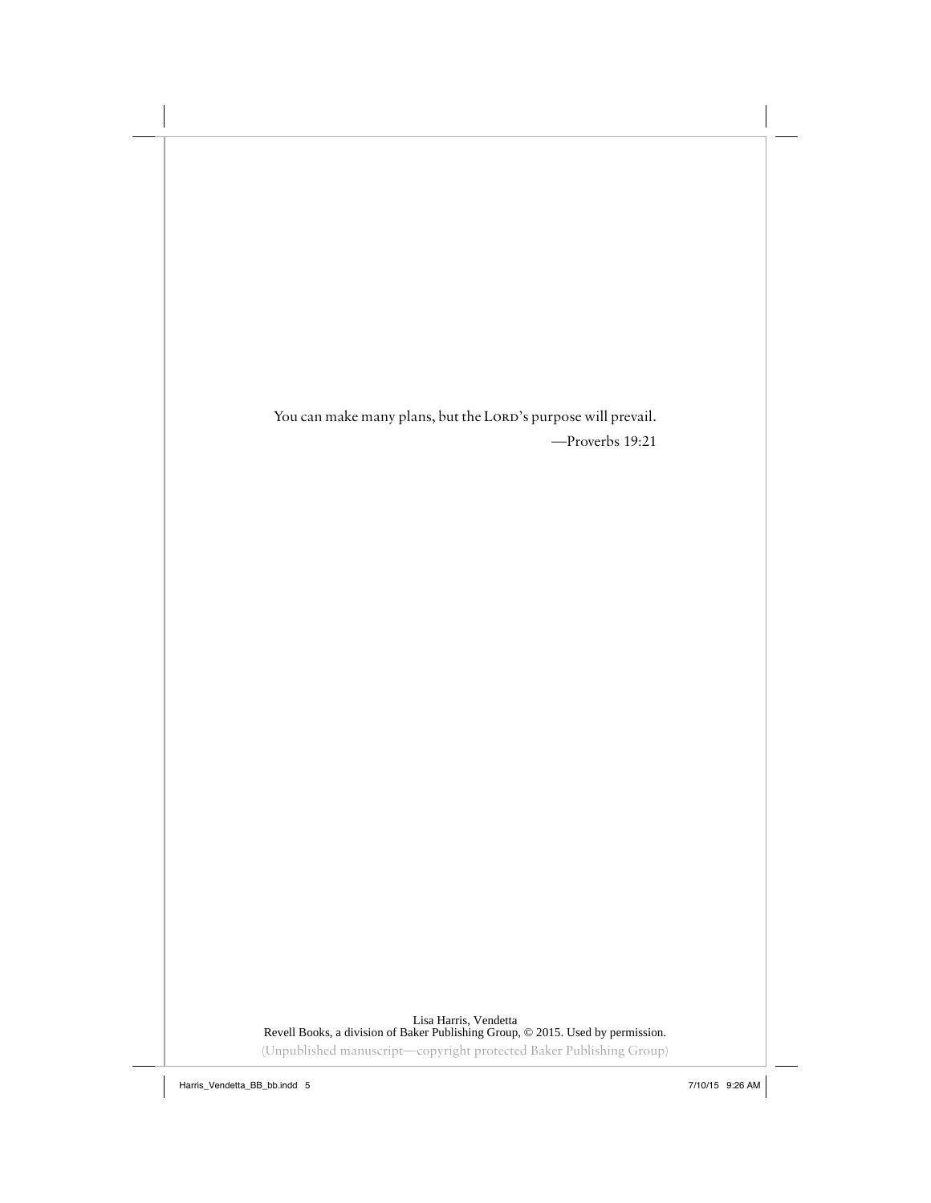You can make many plans, but the Lord's purpose will prevail.

—Proverbs 19:21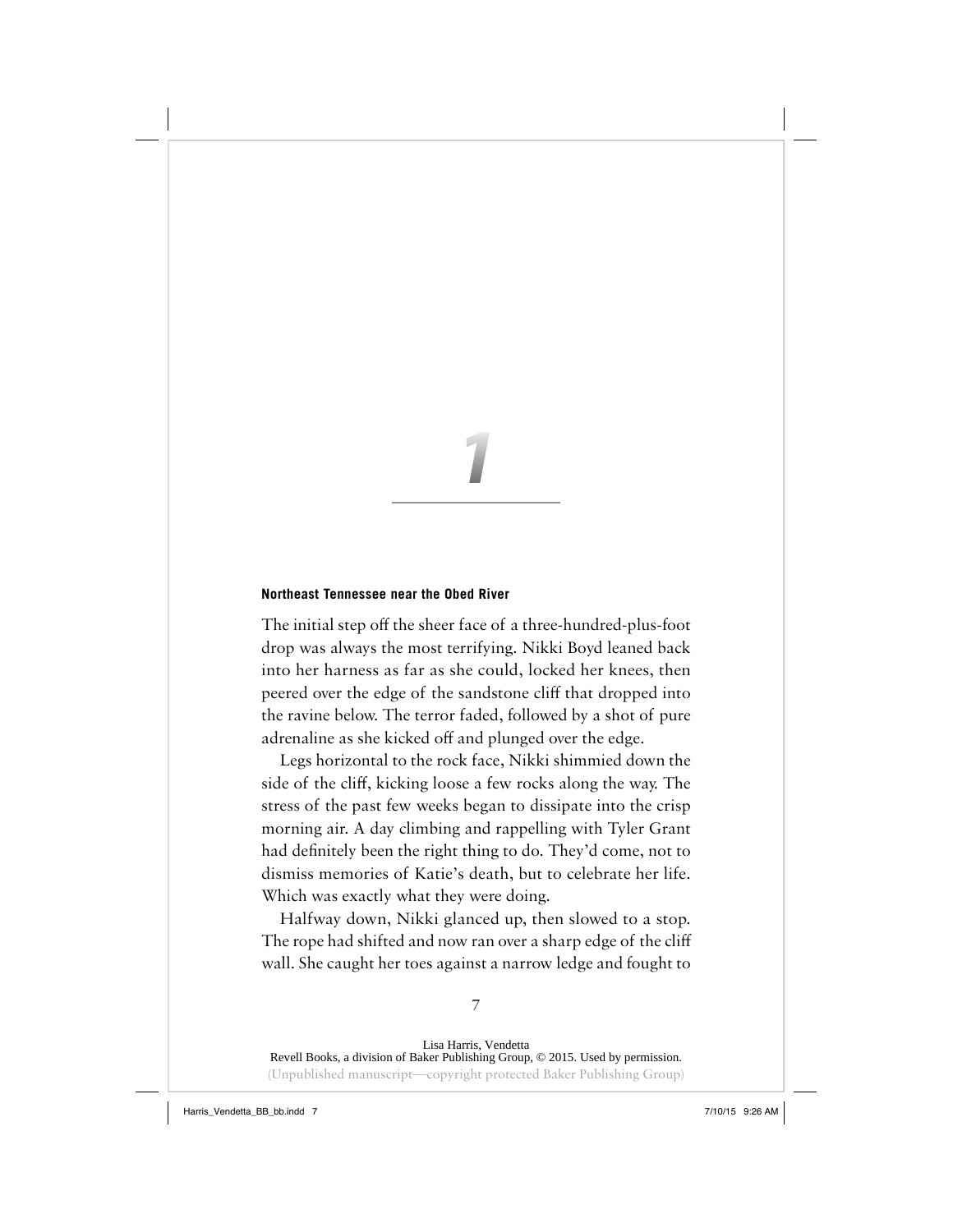# 1

**Northeast Tennessee near the Obed River**

The initial step off the sheer face of a three-hundred-plus-foot drop was always the most terrifying. Nikki Boyd leaned back into her harness as far as she could, locked her knees, then peered over the edge of the sandstone cliff that dropped into the ravine below. The terror faded, followed by a shot of pure adrenaline as she kicked off and plunged over the edge.

Legs horizontal to the rock face, Nikki shimmied down the side of the cliff, kicking loose a few rocks along the way. The stress of the past few weeks began to dissipate into the crisp morning air. A day climbing and rappelling with Tyler Grant had definitely been the right thing to do. They'd come, not to dismiss memories of Katie's death, but to celebrate her life. Which was exactly what they were doing.

Halfway down, Nikki glanced up, then slowed to a stop. The rope had shifted and now ran over a sharp edge of the cliff wall. She caught her toes against a narrow ledge and fought to

Lisa Harris, Vendetta
Revell Books, a division of Baker Publishing Group, © 2015. Used by permission.
(Unpublished manuscript—copyright protected Baker Publishing Group)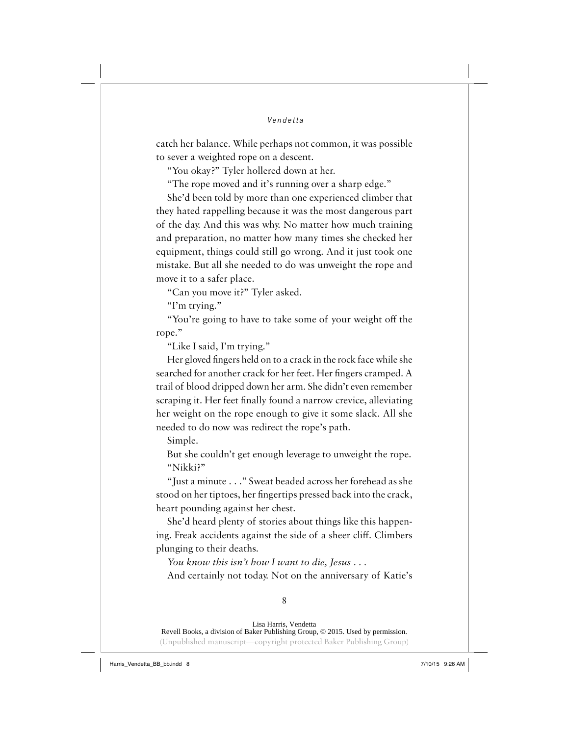catch her balance. While perhaps not common, it was possible to sever a weighted rope on a descent.

"You okay?" Tyler hollered down at her.

"The rope moved and it's running over a sharp edge."

She'd been told by more than one experienced climber that they hated rappelling because it was the most dangerous part of the day. And this was why. No matter how much training and preparation, no matter how many times she checked her equipment, things could still go wrong. And it just took one mistake. But all she needed to do was unweight the rope and move it to a safer place.

"Can you move it?" Tyler asked.

"I'm trying."

"You're going to have to take some of your weight off the rope."

"Like I said, I'm trying."

Her gloved fingers held on to a crack in the rock face while she searched for another crack for her feet. Her fingers cramped. A trail of blood dripped down her arm. She didn't even remember scraping it. Her feet finally found a narrow crevice, alleviating her weight on the rope enough to give it some slack. All she needed to do now was redirect the rope's path.

Simple.

But she couldn't get enough leverage to unweight the rope.

"Nikki?"

"Just a minute . . ." Sweat beaded across her forehead as she stood on her tiptoes, her fingertips pressed back into the crack, heart pounding against her chest.

She'd heard plenty of stories about things like this happening. Freak accidents against the side of a sheer cliff. Climbers plunging to their deaths.

*You know this isn't how I want to die, Jesus . . .*

And certainly not today. Not on the anniversary of Katie's

Lisa Harris, Vendetta
Revell Books, a division of Baker Publishing Group, © 2015. Used by permission.
(Unpublished manuscript—copyright protected Baker Publishing Group)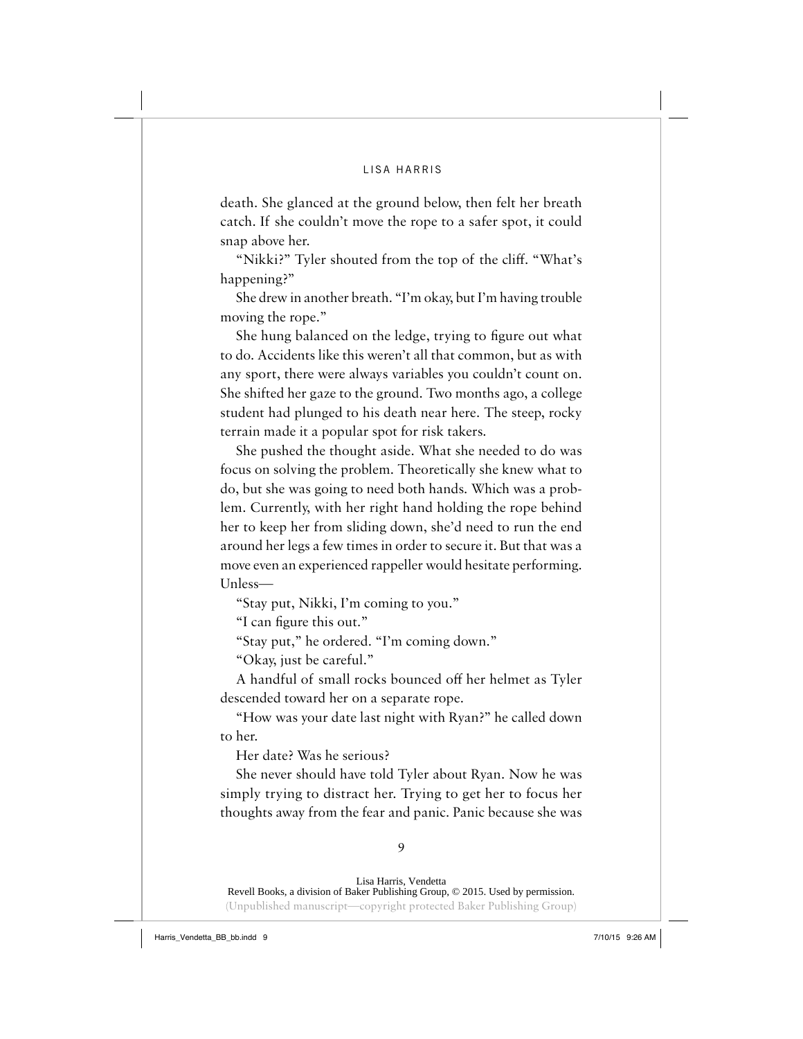death. She glanced at the ground below, then felt her breath catch. If she couldn't move the rope to a safer spot, it could snap above her.

"Nikki?" Tyler shouted from the top of the cliff. "What's happening?"

She drew in another breath. "I'm okay, but I'm having trouble moving the rope."

She hung balanced on the ledge, trying to figure out what to do. Accidents like this weren't all that common, but as with any sport, there were always variables you couldn't count on. She shifted her gaze to the ground. Two months ago, a college student had plunged to his death near here. The steep, rocky terrain made it a popular spot for risk takers.

She pushed the thought aside. What she needed to do was focus on solving the problem. Theoretically she knew what to do, but she was going to need both hands. Which was a problem. Currently, with her right hand holding the rope behind her to keep her from sliding down, she'd need to run the end around her legs a few times in order to secure it. But that was a move even an experienced rappeller would hesitate performing. Unless—

"Stay put, Nikki, I'm coming to you."

"I can figure this out."

"Stay put," he ordered. "I'm coming down."

"Okay, just be careful."

A handful of small rocks bounced off her helmet as Tyler descended toward her on a separate rope.

"How was your date last night with Ryan?" he called down to her.

Her date? Was he serious?

She never should have told Tyler about Ryan. Now he was simply trying to distract her. Trying to get her to focus her thoughts away from the fear and panic. Panic because she was

Lisa Harris, Vendetta
Revell Books, a division of Baker Publishing Group, © 2015. Used by permission.
(Unpublished manuscript—copyright protected Baker Publishing Group)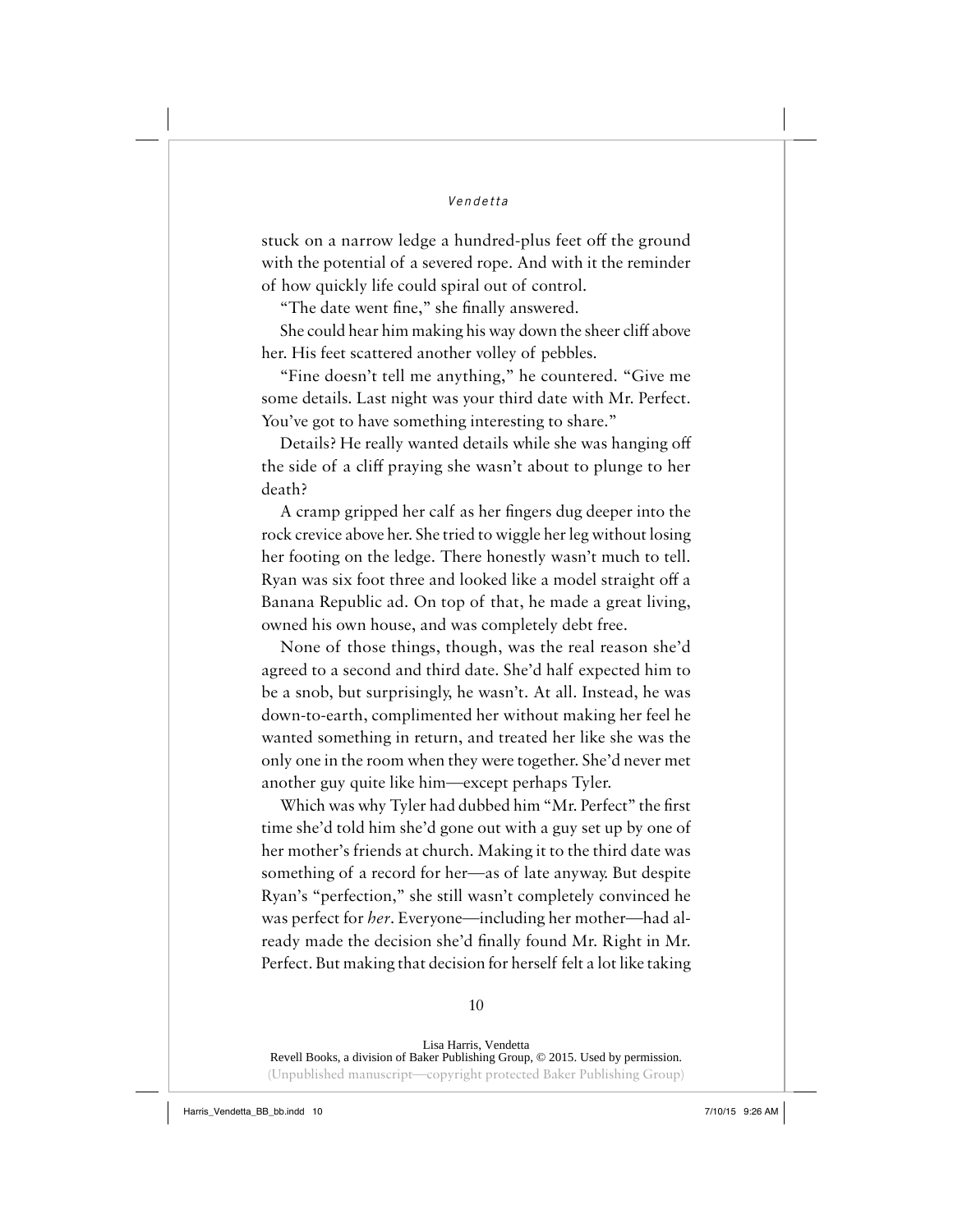stuck on a narrow ledge a hundred-plus feet off the ground with the potential of a severed rope. And with it the reminder of how quickly life could spiral out of control.

"The date went fine," she finally answered.

She could hear him making his way down the sheer cliff above her. His feet scattered another volley of pebbles.

"Fine doesn't tell me anything," he countered. "Give me some details. Last night was your third date with Mr. Perfect. You've got to have something interesting to share."

Details? He really wanted details while she was hanging off the side of a cliff praying she wasn't about to plunge to her death?

A cramp gripped her calf as her fingers dug deeper into the rock crevice above her. She tried to wiggle her leg without losing her footing on the ledge. There honestly wasn't much to tell. Ryan was six foot three and looked like a model straight off a Banana Republic ad. On top of that, he made a great living, owned his own house, and was completely debt free.

None of those things, though, was the real reason she'd agreed to a second and third date. She'd half expected him to be a snob, but surprisingly, he wasn't. At all. Instead, he was down-to-earth, complimented her without making her feel he wanted something in return, and treated her like she was the only one in the room when they were together. She'd never met another guy quite like him—except perhaps Tyler.

Which was why Tyler had dubbed him "Mr. Perfect" the first time she'd told him she'd gone out with a guy set up by one of her mother's friends at church. Making it to the third date was something of a record for her—as of late anyway. But despite Ryan's "perfection," she still wasn't completely convinced he was perfect for *her*. Everyone—including her mother—had already made the decision she'd finally found Mr. Right in Mr. Perfect. But making that decision for herself felt a lot like taking

Lisa Harris, Vendetta
Revell Books, a division of Baker Publishing Group, © 2015. Used by permission.
(Unpublished manuscript—copyright protected Baker Publishing Group)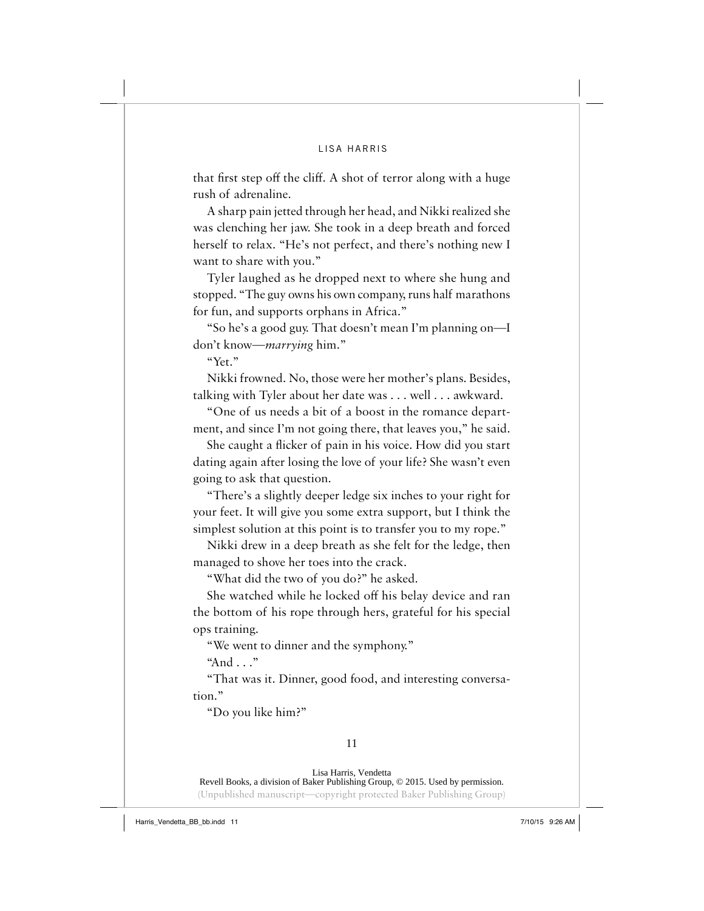that first step off the cliff. A shot of terror along with a huge rush of adrenaline.

A sharp pain jetted through her head, and Nikki realized she was clenching her jaw. She took in a deep breath and forced herself to relax. "He's not perfect, and there's nothing new I want to share with you."

Tyler laughed as he dropped next to where she hung and stopped. "The guy owns his own company, runs half marathons for fun, and supports orphans in Africa."

"So he's a good guy. That doesn't mean I'm planning on—I don't know—*marrying* him."

"Yet."

Nikki frowned. No, those were her mother's plans. Besides, talking with Tyler about her date was . . . well . . . awkward.

"One of us needs a bit of a boost in the romance department, and since I'm not going there, that leaves you," he said.

She caught a flicker of pain in his voice. How did you start dating again after losing the love of your life? She wasn't even going to ask that question.

"There's a slightly deeper ledge six inches to your right for your feet. It will give you some extra support, but I think the simplest solution at this point is to transfer you to my rope."

Nikki drew in a deep breath as she felt for the ledge, then managed to shove her toes into the crack.

"What did the two of you do?" he asked.

She watched while he locked off his belay device and ran the bottom of his rope through hers, grateful for his special ops training.

"We went to dinner and the symphony."

"And . . ."

"That was it. Dinner, good food, and interesting conversation."

"Do you like him?"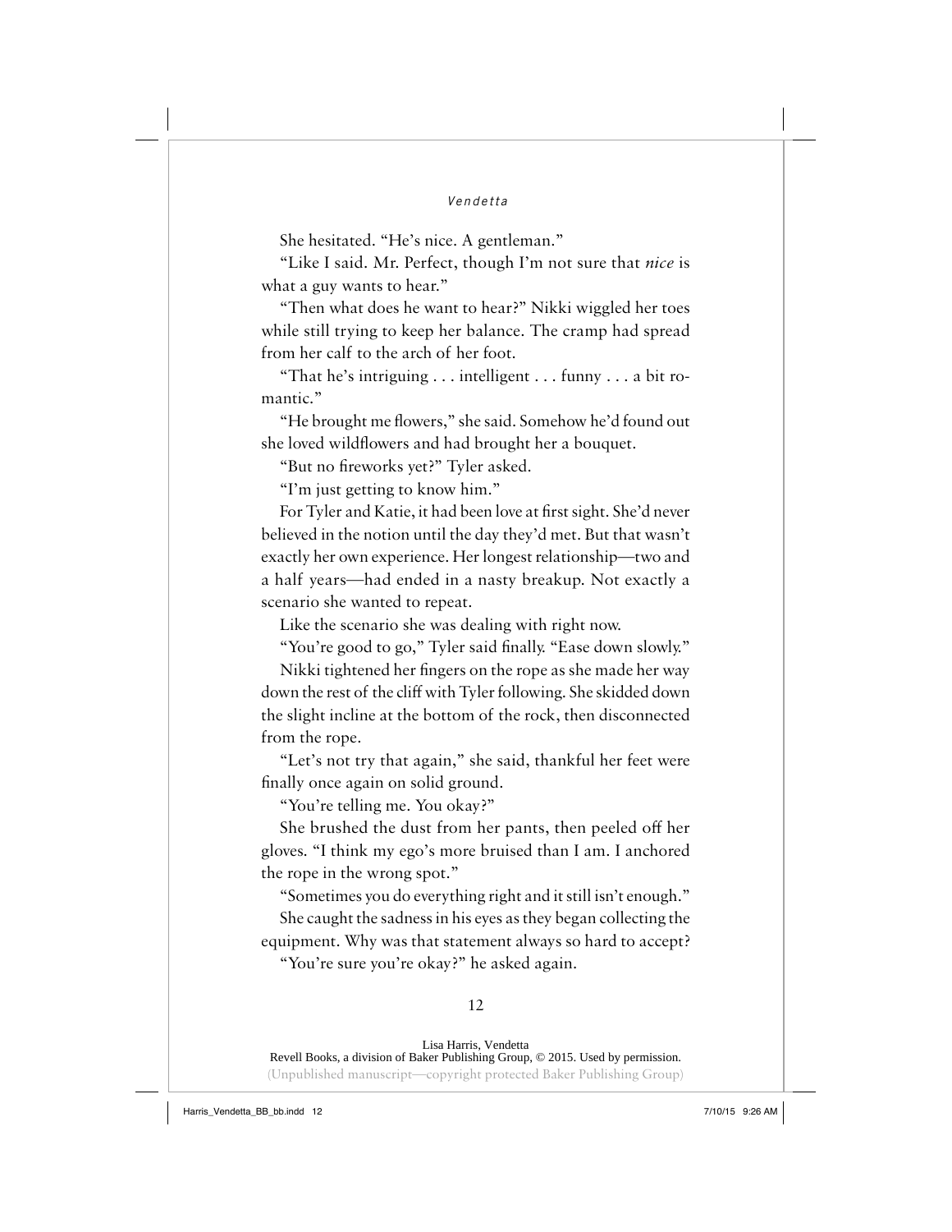She hesitated. "He's nice. A gentleman."

"Like I said. Mr. Perfect, though I'm not sure that *nice* is what a guy wants to hear."

"Then what does he want to hear?" Nikki wiggled her toes while still trying to keep her balance. The cramp had spread from her calf to the arch of her foot.

"That he's intriguing . . . intelligent . . . funny . . . a bit romantic."

"He brought me flowers," she said. Somehow he'd found out she loved wildflowers and had brought her a bouquet.

"But no fireworks yet?" Tyler asked.

"I'm just getting to know him."

For Tyler and Katie, it had been love at first sight. She'd never believed in the notion until the day they'd met. But that wasn't exactly her own experience. Her longest relationship—two and a half years—had ended in a nasty breakup. Not exactly a scenario she wanted to repeat.

Like the scenario she was dealing with right now.

"You're good to go," Tyler said finally. "Ease down slowly."

Nikki tightened her fingers on the rope as she made her way down the rest of the cliff with Tyler following. She skidded down the slight incline at the bottom of the rock, then disconnected from the rope.

"Let's not try that again," she said, thankful her feet were finally once again on solid ground.

"You're telling me. You okay?"

She brushed the dust from her pants, then peeled off her gloves. "I think my ego's more bruised than I am. I anchored the rope in the wrong spot."

"Sometimes you do everything right and it still isn't enough."

She caught the sadness in his eyes as they began collecting the equipment. Why was that statement always so hard to accept?

"You're sure you're okay?" he asked again.

Lisa Harris, Vendetta
Revell Books, a division of Baker Publishing Group, © 2015. Used by permission.
(Unpublished manuscript—copyright protected Baker Publishing Group)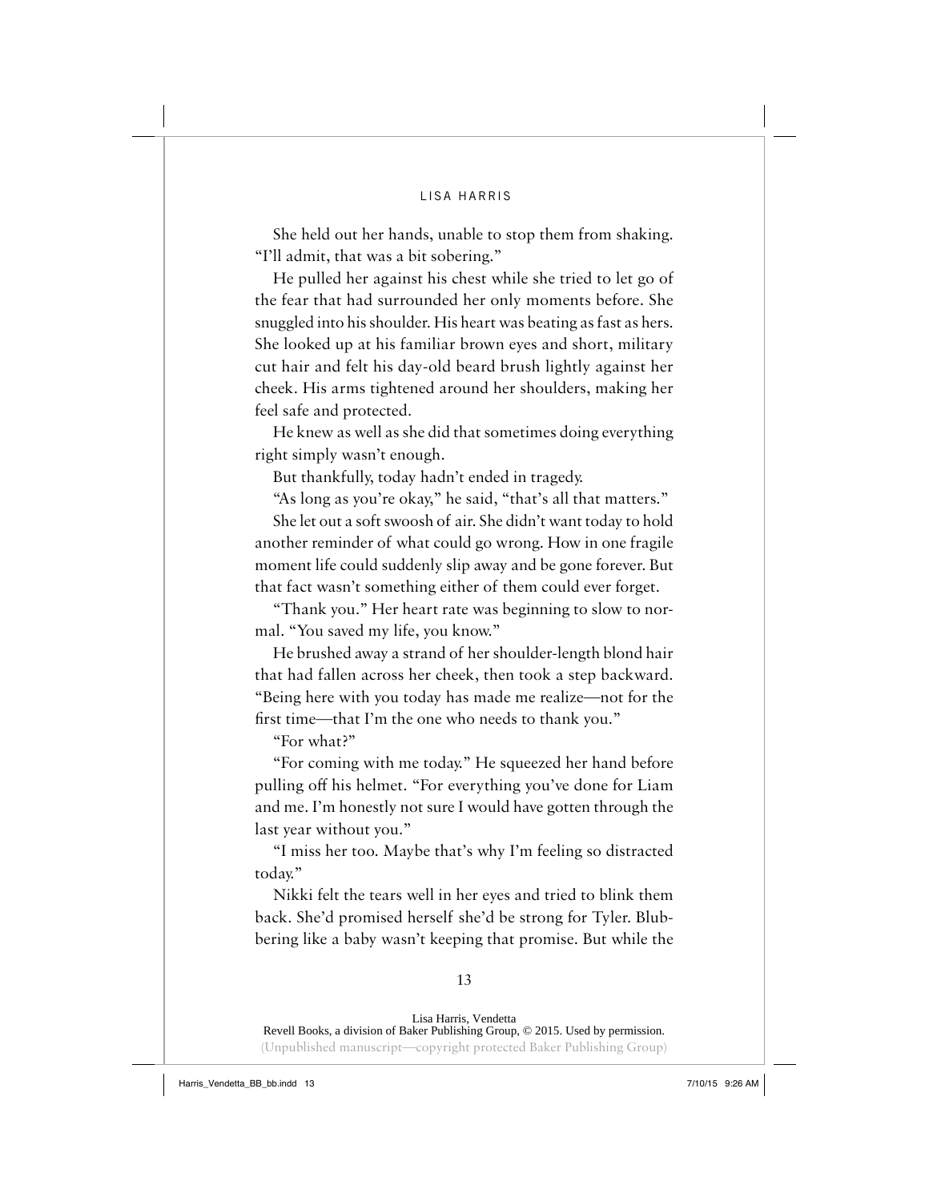She held out her hands, unable to stop them from shaking. "I'll admit, that was a bit sobering."

He pulled her against his chest while she tried to let go of the fear that had surrounded her only moments before. She snuggled into his shoulder. His heart was beating as fast as hers. She looked up at his familiar brown eyes and short, military cut hair and felt his day-old beard brush lightly against her cheek. His arms tightened around her shoulders, making her feel safe and protected.

He knew as well as she did that sometimes doing everything right simply wasn't enough.

But thankfully, today hadn't ended in tragedy.

"As long as you're okay," he said, "that's all that matters."

She let out a soft swoosh of air. She didn't want today to hold another reminder of what could go wrong. How in one fragile moment life could suddenly slip away and be gone forever. But that fact wasn't something either of them could ever forget.

"Thank you." Her heart rate was beginning to slow to normal. "You saved my life, you know."

He brushed away a strand of her shoulder-length blond hair that had fallen across her cheek, then took a step backward. "Being here with you today has made me realize—not for the first time—that I'm the one who needs to thank you."

"For what?"

"For coming with me today." He squeezed her hand before pulling off his helmet. "For everything you've done for Liam and me. I'm honestly not sure I would have gotten through the last year without you."

"I miss her too. Maybe that's why I'm feeling so distracted today."

Nikki felt the tears well in her eyes and tried to blink them back. She'd promised herself she'd be strong for Tyler. Blubbering like a baby wasn't keeping that promise. But while the

Lisa Harris, Vendetta
Revell Books, a division of Baker Publishing Group, © 2015. Used by permission.
(Unpublished manuscript—copyright protected Baker Publishing Group)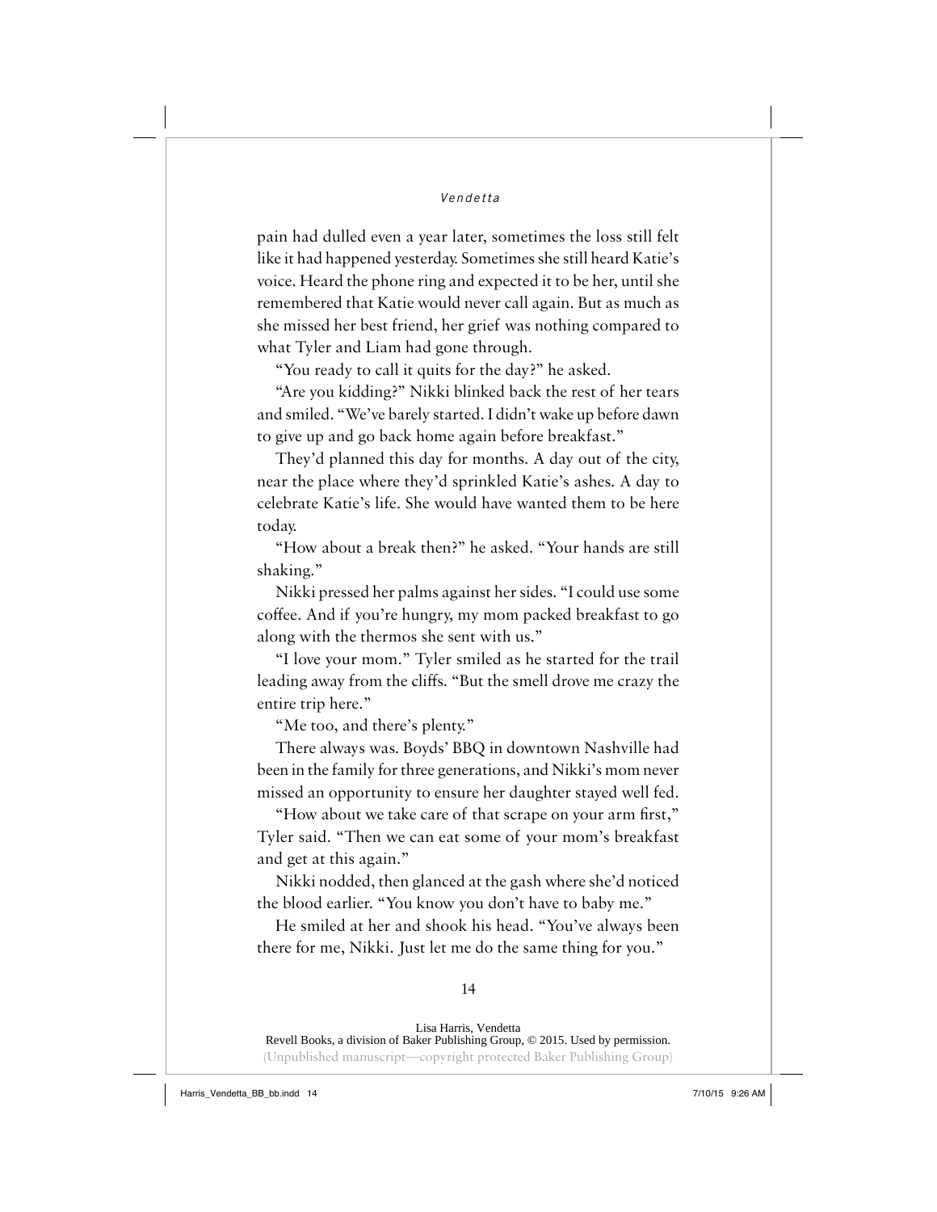pain had dulled even a year later, sometimes the loss still felt like it had happened yesterday. Sometimes she still heard Katie's voice. Heard the phone ring and expected it to be her, until she remembered that Katie would never call again. But as much as she missed her best friend, her grief was nothing compared to what Tyler and Liam had gone through.

"You ready to call it quits for the day?" he asked.

"Are you kidding?" Nikki blinked back the rest of her tears and smiled. "We've barely started. I didn't wake up before dawn to give up and go back home again before breakfast."

They'd planned this day for months. A day out of the city, near the place where they'd sprinkled Katie's ashes. A day to celebrate Katie's life. She would have wanted them to be here today.

"How about a break then?" he asked. "Your hands are still shaking."

Nikki pressed her palms against her sides. "I could use some coffee. And if you're hungry, my mom packed breakfast to go along with the thermos she sent with us."

"I love your mom." Tyler smiled as he started for the trail leading away from the cliffs. "But the smell drove me crazy the entire trip here."

"Me too, and there's plenty."

There always was. Boyds' BBQ in downtown Nashville had been in the family for three generations, and Nikki's mom never missed an opportunity to ensure her daughter stayed well fed.

"How about we take care of that scrape on your arm first," Tyler said. "Then we can eat some of your mom's breakfast and get at this again."

Nikki nodded, then glanced at the gash where she'd noticed the blood earlier. "You know you don't have to baby me."

He smiled at her and shook his head. "You've always been there for me, Nikki. Just let me do the same thing for you."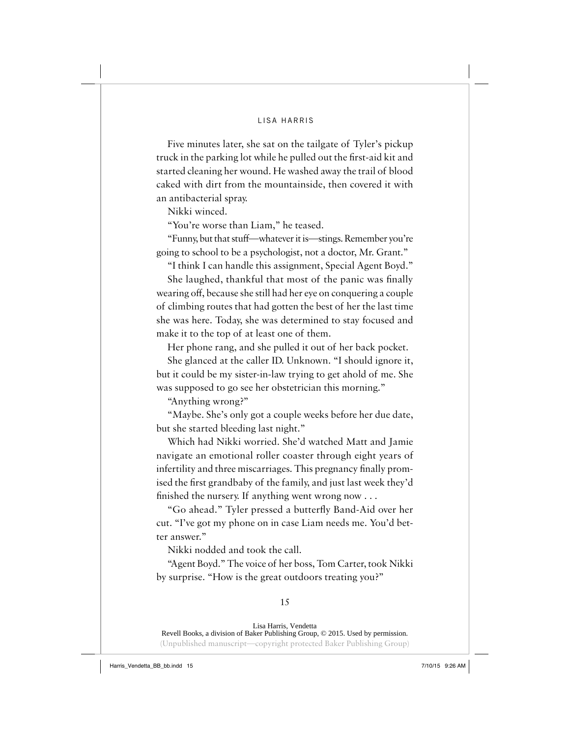Five minutes later, she sat on the tailgate of Tyler's pickup truck in the parking lot while he pulled out the first-aid kit and started cleaning her wound. He washed away the trail of blood caked with dirt from the mountainside, then covered it with an antibacterial spray.

Nikki winced.

"You're worse than Liam," he teased.

"Funny, but that stuff—whatever it is—stings. Remember you're going to school to be a psychologist, not a doctor, Mr. Grant."

"I think I can handle this assignment, Special Agent Boyd."

She laughed, thankful that most of the panic was finally wearing off, because she still had her eye on conquering a couple of climbing routes that had gotten the best of her the last time she was here. Today, she was determined to stay focused and make it to the top of at least one of them.

Her phone rang, and she pulled it out of her back pocket.

She glanced at the caller ID. Unknown. "I should ignore it, but it could be my sister-in-law trying to get ahold of me. She was supposed to go see her obstetrician this morning."

"Anything wrong?"

"Maybe. She's only got a couple weeks before her due date, but she started bleeding last night."

Which had Nikki worried. She'd watched Matt and Jamie navigate an emotional roller coaster through eight years of infertility and three miscarriages. This pregnancy finally promised the first grandbaby of the family, and just last week they'd finished the nursery. If anything went wrong now . . .

"Go ahead." Tyler pressed a butterfly Band-Aid over her cut. "I've got my phone on in case Liam needs me. You'd better answer."

Nikki nodded and took the call.

"Agent Boyd." The voice of her boss, Tom Carter, took Nikki by surprise. "How is the great outdoors treating you?"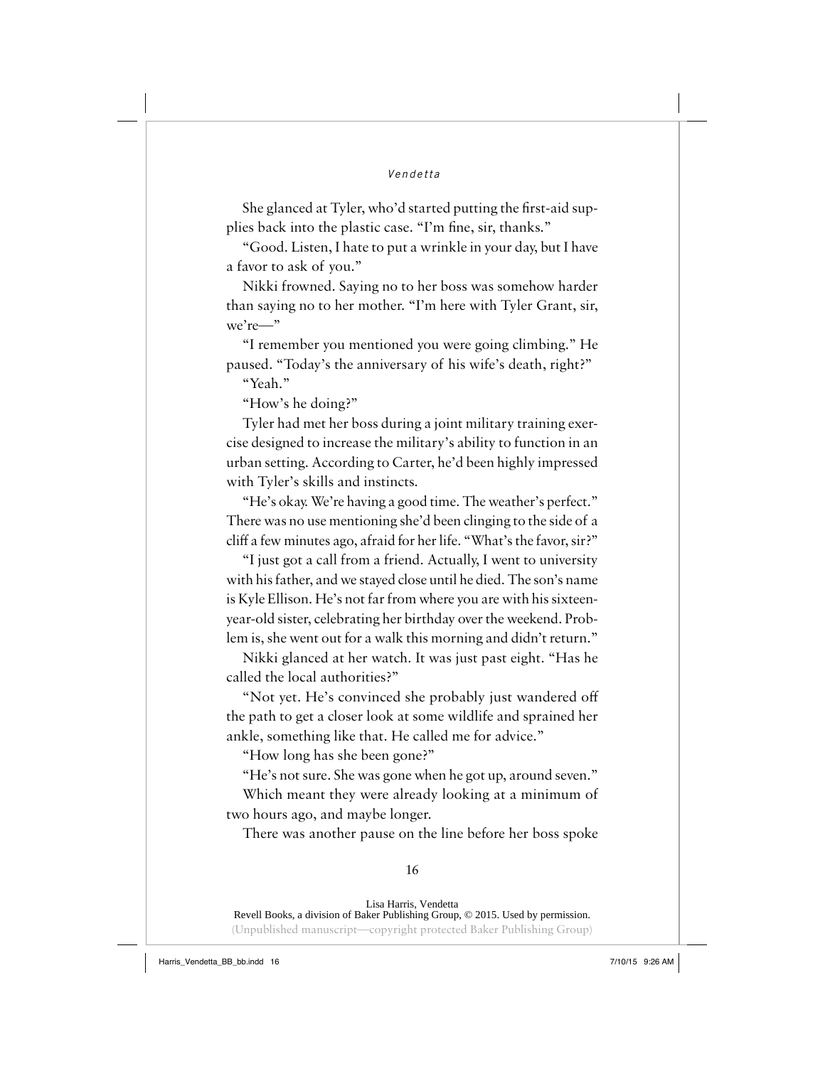She glanced at Tyler, who'd started putting the first-aid supplies back into the plastic case. "I'm fine, sir, thanks."

"Good. Listen, I hate to put a wrinkle in your day, but I have a favor to ask of you."

Nikki frowned. Saying no to her boss was somehow harder than saying no to her mother. "I'm here with Tyler Grant, sir, we're—"

"I remember you mentioned you were going climbing." He paused. "Today's the anniversary of his wife's death, right?"

"Yeah."

"How's he doing?"

Tyler had met her boss during a joint military training exercise designed to increase the military's ability to function in an urban setting. According to Carter, he'd been highly impressed with Tyler's skills and instincts.

"He's okay. We're having a good time. The weather's perfect." There was no use mentioning she'd been clinging to the side of a cliff a few minutes ago, afraid for her life. "What's the favor, sir?"

"I just got a call from a friend. Actually, I went to university with his father, and we stayed close until he died. The son's name is Kyle Ellison. He's not far from where you are with his sixteen-year-old sister, celebrating her birthday over the weekend. Problem is, she went out for a walk this morning and didn't return."

Nikki glanced at her watch. It was just past eight. "Has he called the local authorities?"

"Not yet. He's convinced she probably just wandered off the path to get a closer look at some wildlife and sprained her ankle, something like that. He called me for advice."

"How long has she been gone?"

"He's not sure. She was gone when he got up, around seven."

Which meant they were already looking at a minimum of two hours ago, and maybe longer.

There was another pause on the line before her boss spoke

Lisa Harris, Vendetta
Revell Books, a division of Baker Publishing Group, © 2015. Used by permission.
(Unpublished manuscript—copyright protected Baker Publishing Group)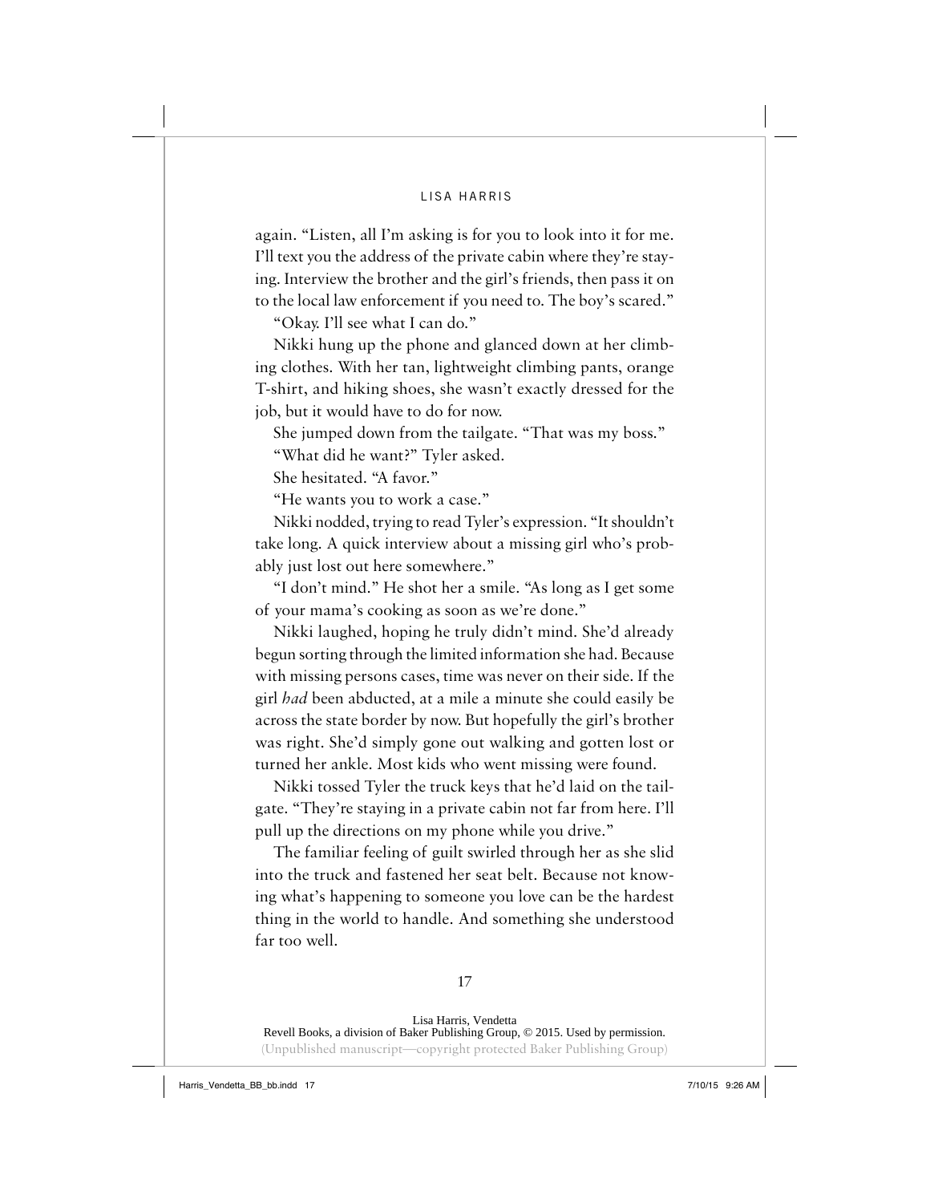again. "Listen, all I'm asking is for you to look into it for me. I'll text you the address of the private cabin where they're staying. Interview the brother and the girl's friends, then pass it on to the local law enforcement if you need to. The boy's scared."

"Okay. I'll see what I can do."

Nikki hung up the phone and glanced down at her climbing clothes. With her tan, lightweight climbing pants, orange T-shirt, and hiking shoes, she wasn't exactly dressed for the job, but it would have to do for now.

She jumped down from the tailgate. "That was my boss."

"What did he want?" Tyler asked.

She hesitated. "A favor."

"He wants you to work a case."

Nikki nodded, trying to read Tyler's expression. "It shouldn't take long. A quick interview about a missing girl who's probably just lost out here somewhere."

"I don't mind." He shot her a smile. "As long as I get some of your mama's cooking as soon as we're done."

Nikki laughed, hoping he truly didn't mind. She'd already begun sorting through the limited information she had. Because with missing persons cases, time was never on their side. If the girl *had* been abducted, at a mile a minute she could easily be across the state border by now. But hopefully the girl's brother was right. She'd simply gone out walking and gotten lost or turned her ankle. Most kids who went missing were found.

Nikki tossed Tyler the truck keys that he'd laid on the tailgate. "They're staying in a private cabin not far from here. I'll pull up the directions on my phone while you drive."

The familiar feeling of guilt swirled through her as she slid into the truck and fastened her seat belt. Because not knowing what's happening to someone you love can be the hardest thing in the world to handle. And something she understood far too well.

Lisa Harris, Vendetta
Revell Books, a division of Baker Publishing Group, © 2015. Used by permission.
(Unpublished manuscript—copyright protected Baker Publishing Group)